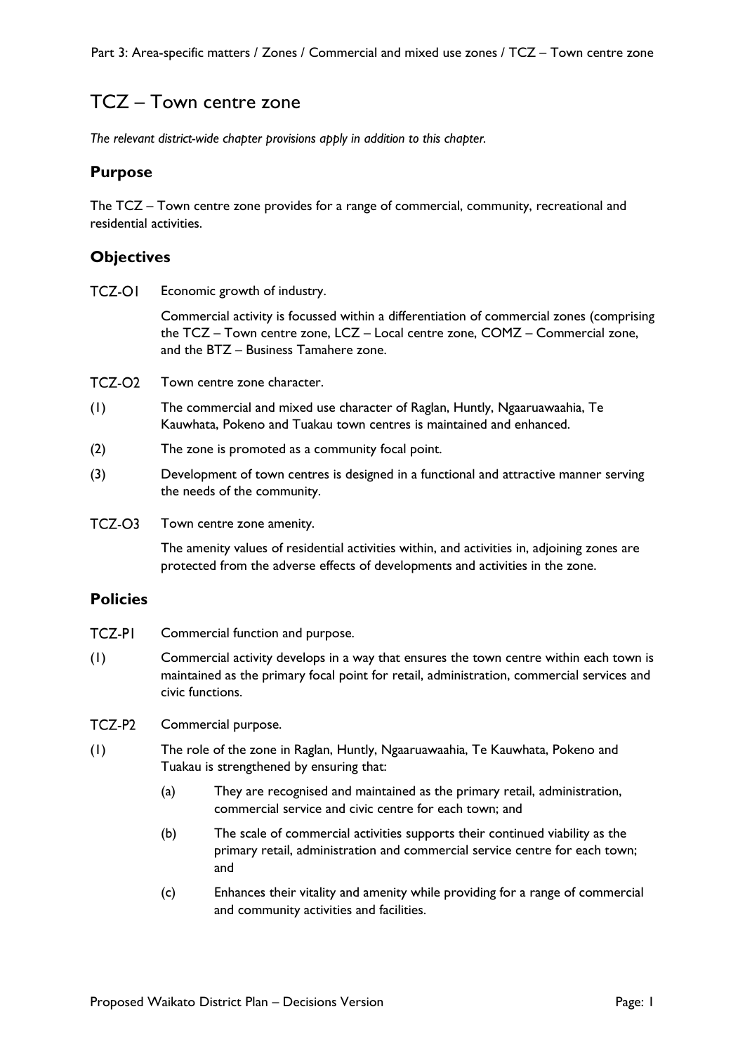# TCZ – Town centre zone

*The relevant district-wide chapter provisions apply in addition to this chapter.*

## Purpose

The TCZ – Town centre zone provides for a range of commercial, community, recreational and residential activities.

## Objectives

**TCZ-O1** Economic growth of industry.

Commercial activity is focussed within a differentiation of commercial zones (comprising the TCZ – Town centre zone, LCZ – Local centre zone, COMZ – Commercial zone, and the BTZ – Business Tamahere zone.

**TCZ-O2** Town centre zone character.

(1) The commercial and mixed use character of Raglan, Huntly, Ngaaruawaahia, Te Kauwhata, Pokeno and Tuakau town centres is maintained and enhanced.

(2) The zone is promoted as a community focal point.

(3) Development of town centres is designed in a functional and attractive manner serving the needs of the community.

**TCZ-O3** Town centre zone amenity.

The amenity values of residential activities within, and activities in, adjoining zones are protected from the adverse effects of developments and activities in the zone.

## Policies

**TCZ-P1** Commercial function and purpose.

(1) Commercial activity develops in a way that ensures the town centre within each town is maintained as the primary focal point for retail, administration, commercial services and civic functions.

**TCZ-P2** Commercial purpose.

(1) The role of the zone in Raglan, Huntly, Ngaaruawaahia, Te Kauwhata, Pokeno and Tuakau is strengthened by ensuring that:

- (a) They are recognised and maintained as the primary retail, administration, commercial service and civic centre for each town; and
- (b) The scale of commercial activities supports their continued viability as the primary retail, administration and commercial service centre for each town; and
- (c) Enhances their vitality and amenity while providing for a range of commercial and community activities and facilities.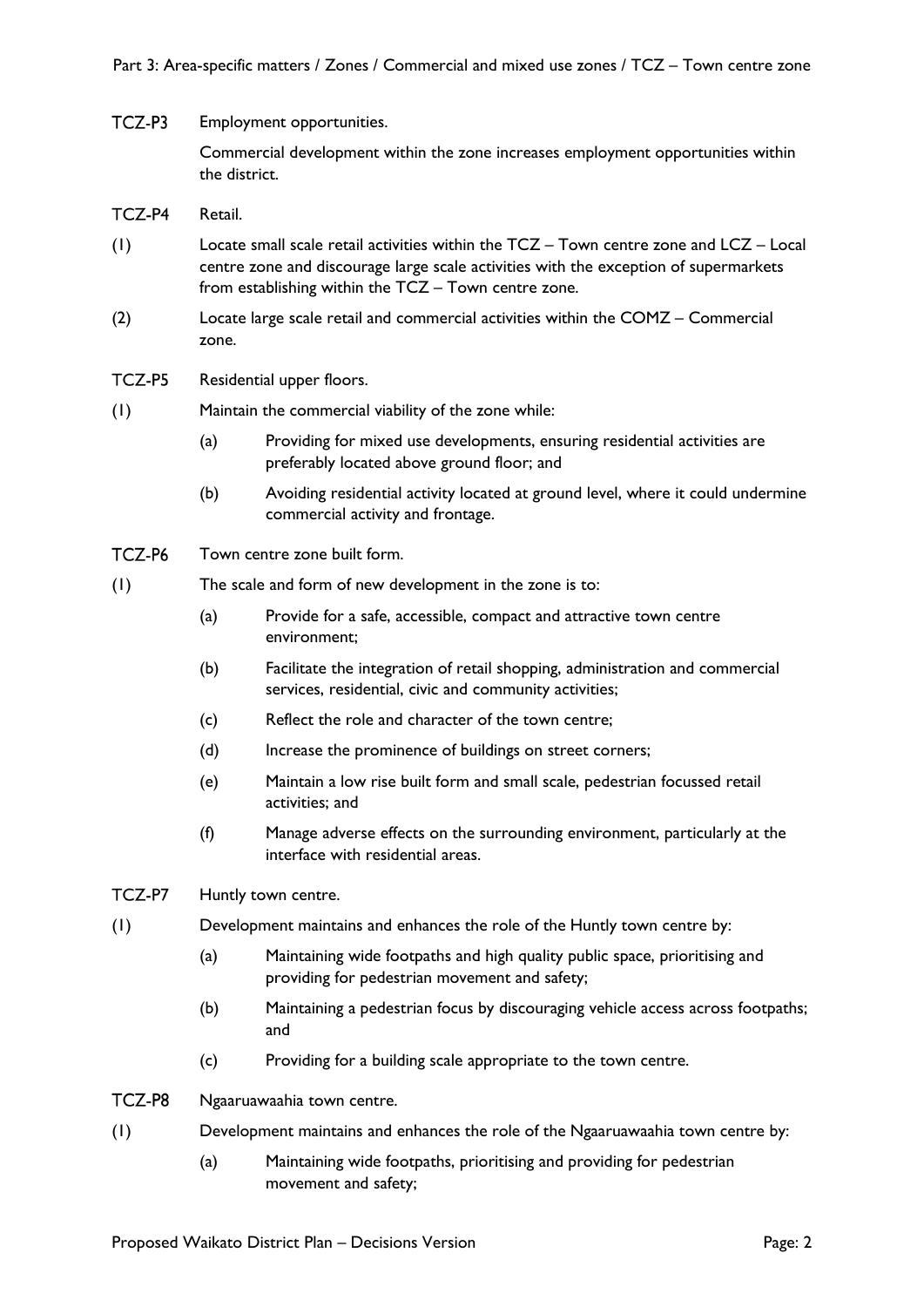**TCZ-P3** Employment opportunities.

Commercial development within the zone increases employment opportunities within the district.

**TCZ-P4** Retail.

(1) Locate small scale retail activities within the TCZ – Town centre zone and LCZ – Local centre zone and discourage large scale activities with the exception of supermarkets from establishing within the TCZ – Town centre zone.

(2) Locate large scale retail and commercial activities within the COMZ – Commercial zone.

**TCZ-P5** Residential upper floors.

(1) Maintain the commercial viability of the zone while:

- (a) Providing for mixed use developments, ensuring residential activities are preferably located above ground floor; and
- (b) Avoiding residential activity located at ground level, where it could undermine commercial activity and frontage.

**TCZ-P6** Town centre zone built form.

(1) The scale and form of new development in the zone is to:

- (a) Provide for a safe, accessible, compact and attractive town centre environment;
- (b) Facilitate the integration of retail shopping, administration and commercial services, residential, civic and community activities;
- (c) Reflect the role and character of the town centre;
- (d) Increase the prominence of buildings on street corners;
- (e) Maintain a low rise built form and small scale, pedestrian focussed retail activities; and
- (f) Manage adverse effects on the surrounding environment, particularly at the interface with residential areas.

**TCZ-P7** Huntly town centre.

(1) Development maintains and enhances the role of the Huntly town centre by:

- (a) Maintaining wide footpaths and high quality public space, prioritising and providing for pedestrian movement and safety;
- (b) Maintaining a pedestrian focus by discouraging vehicle access across footpaths; and
- (c) Providing for a building scale appropriate to the town centre.

**TCZ-P8** Ngaaruawaahia town centre.

(1) Development maintains and enhances the role of the Ngaaruawaahia town centre by:

- (a) Maintaining wide footpaths, prioritising and providing for pedestrian movement and safety;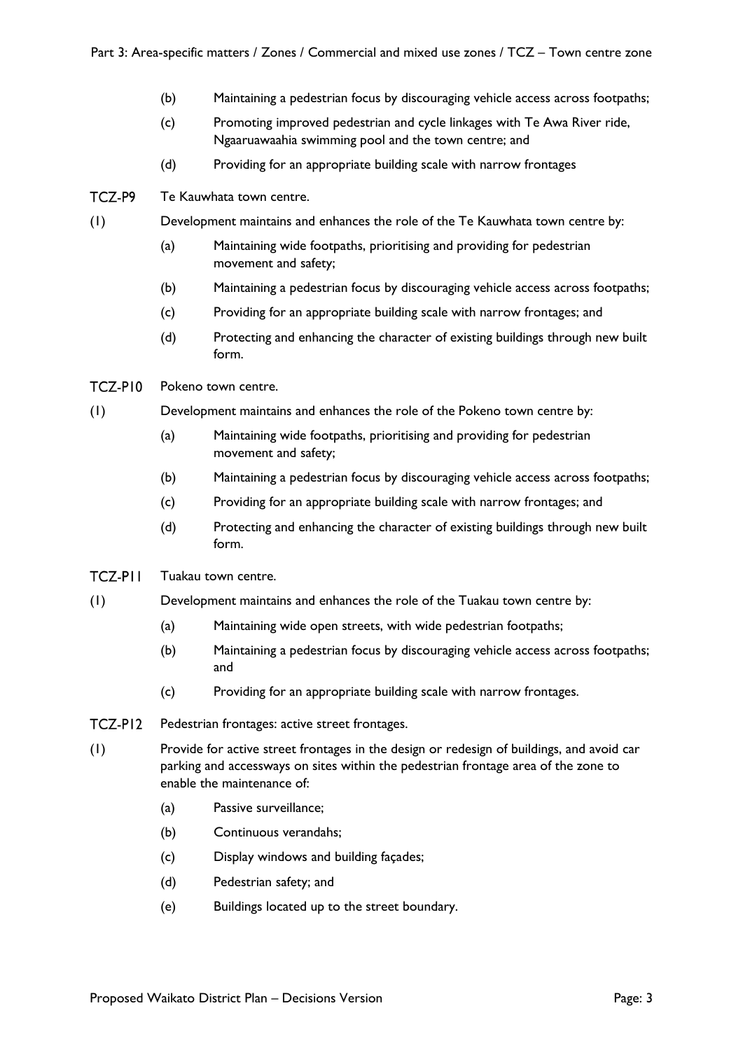(b) Maintaining a pedestrian focus by discouraging vehicle access across footpaths;

(c) Promoting improved pedestrian and cycle linkages with Te Awa River ride, Ngaaruawaahia swimming pool and the town centre; and

(d) Providing for an appropriate building scale with narrow frontages

**TCZ-P9** Te Kauwhata town centre.

(1) Development maintains and enhances the role of the Te Kauwhata town centre by:

(a) Maintaining wide footpaths, prioritising and providing for pedestrian movement and safety;

(b) Maintaining a pedestrian focus by discouraging vehicle access across footpaths;

(c) Providing for an appropriate building scale with narrow frontages; and

(d) Protecting and enhancing the character of existing buildings through new built form.

**TCZ-P10** Pokeno town centre.

(1) Development maintains and enhances the role of the Pokeno town centre by:

(a) Maintaining wide footpaths, prioritising and providing for pedestrian movement and safety;

(b) Maintaining a pedestrian focus by discouraging vehicle access across footpaths;

(c) Providing for an appropriate building scale with narrow frontages; and

(d) Protecting and enhancing the character of existing buildings through new built form.

**TCZ-P11** Tuakau town centre.

(1) Development maintains and enhances the role of the Tuakau town centre by:

(a) Maintaining wide open streets, with wide pedestrian footpaths;

(b) Maintaining a pedestrian focus by discouraging vehicle access across footpaths; and

(c) Providing for an appropriate building scale with narrow frontages.

**TCZ-P12** Pedestrian frontages: active street frontages.

(1) Provide for active street frontages in the design or redesign of buildings, and avoid car parking and accessways on sites within the pedestrian frontage area of the zone to enable the maintenance of:

(a) Passive surveillance;

(b) Continuous verandahs;

(c) Display windows and building façades;

(d) Pedestrian safety; and

(e) Buildings located up to the street boundary.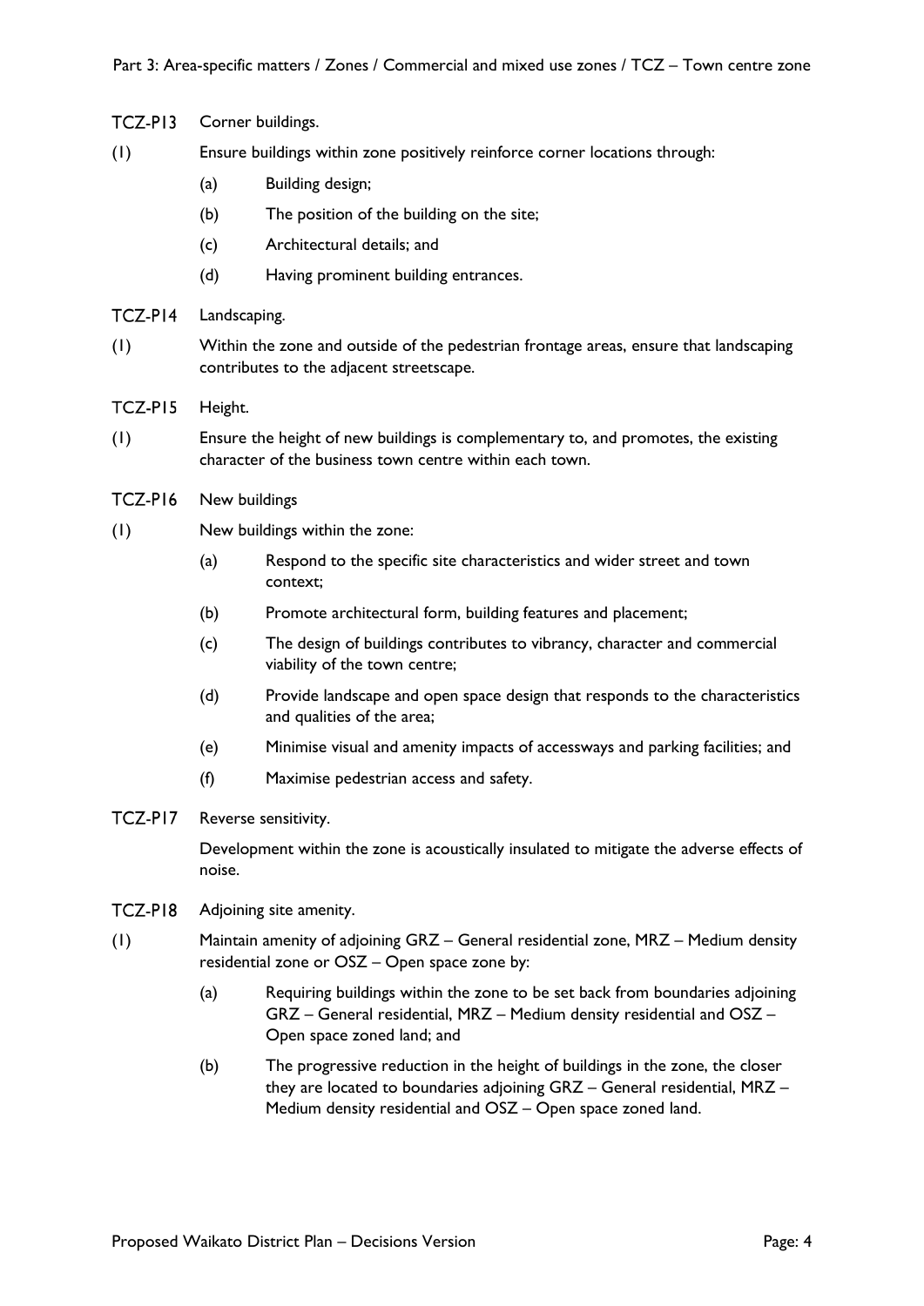TCZ-P13 Corner buildings.

(1) Ensure buildings within zone positively reinforce corner locations through:

- (a) Building design;
- (b) The position of the building on the site;
- (c) Architectural details; and
- (d) Having prominent building entrances.

TCZ-P14 Landscaping.

(1) Within the zone and outside of the pedestrian frontage areas, ensure that landscaping contributes to the adjacent streetscape.

TCZ-P15 Height.

(1) Ensure the height of new buildings is complementary to, and promotes, the existing character of the business town centre within each town.

TCZ-P16 New buildings

(1) New buildings within the zone:

- (a) Respond to the specific site characteristics and wider street and town context;
- (b) Promote architectural form, building features and placement;
- (c) The design of buildings contributes to vibrancy, character and commercial viability of the town centre;
- (d) Provide landscape and open space design that responds to the characteristics and qualities of the area;
- (e) Minimise visual and amenity impacts of accessways and parking facilities; and
- (f) Maximise pedestrian access and safety.

TCZ-P17 Reverse sensitivity.

Development within the zone is acoustically insulated to mitigate the adverse effects of noise.

TCZ-P18 Adjoining site amenity.

(1) Maintain amenity of adjoining GRZ – General residential zone, MRZ – Medium density residential zone or OSZ – Open space zone by:

- (a) Requiring buildings within the zone to be set back from boundaries adjoining GRZ – General residential, MRZ – Medium density residential and OSZ – Open space zoned land; and
- (b) The progressive reduction in the height of buildings in the zone, the closer they are located to boundaries adjoining GRZ – General residential, MRZ – Medium density residential and OSZ – Open space zoned land.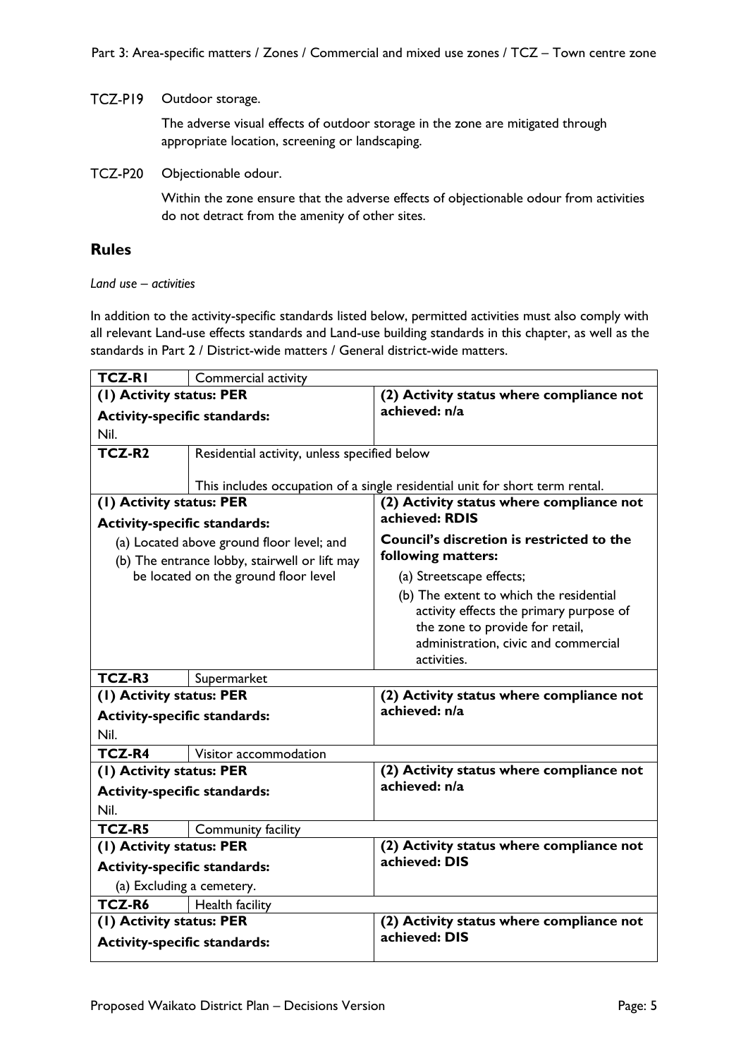TCZ-P19 Outdoor storage.

The adverse visual effects of outdoor storage in the zone are mitigated through appropriate location, screening or landscaping.

TCZ-P20 Objectionable odour.

Within the zone ensure that the adverse effects of objectionable odour from activities do not detract from the amenity of other sites.

## Rules

*Land use – activities*

In addition to the activity-specific standards listed below, permitted activities must also comply with all relevant Land-use effects standards and Land-use building standards in this chapter, as well as the standards in Part 2 / District-wide matters / General district-wide matters.

| **TCZ-R1** | Commercial activity | |
|---|---|---|
| **(1) Activity status: PER**<br>**Activity-specific standards:**<br>Nil. | | **(2) Activity status where compliance not achieved: n/a** |
| **TCZ-R2** | Residential activity, unless specified below<br><br>This includes occupation of a single residential unit for short term rental. | |
| **(1) Activity status: PER**<br>**Activity-specific standards:**<br>(a) Located above ground floor level; and<br>(b) The entrance lobby, stairwell or lift may be located on the ground floor level | | **(2) Activity status where compliance not achieved: RDIS**<br>**Council's discretion is restricted to the following matters:**<br>(a) Streetscape effects;<br>(b) The extent to which the residential activity effects the primary purpose of the zone to provide for retail, administration, civic and commercial activities. |
| **TCZ-R3** | Supermarket | |
| **(1) Activity status: PER**<br>**Activity-specific standards:**<br>Nil. | | **(2) Activity status where compliance not achieved: n/a** |
| **TCZ-R4** | Visitor accommodation | |
| **(1) Activity status: PER**<br>**Activity-specific standards:**<br>Nil. | | **(2) Activity status where compliance not achieved: n/a** |
| **TCZ-R5** | Community facility | |
| **(1) Activity status: PER**<br>**Activity-specific standards:**<br>(a) Excluding a cemetery. | | **(2) Activity status where compliance not achieved: DIS** |
| **TCZ-R6** | Health facility | |
| **(1) Activity status: PER**<br>**Activity-specific standards:** | | **(2) Activity status where compliance not achieved: DIS** |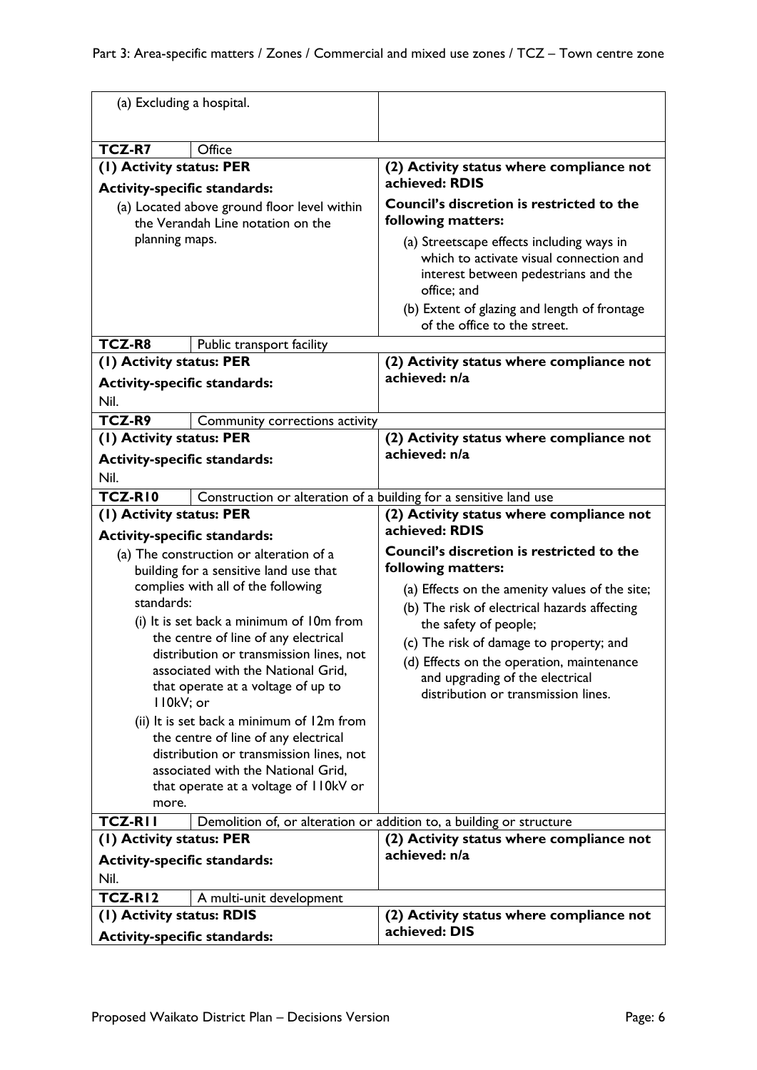| | |
|---|---|
| (a) Excluding a hospital. | |
| **TCZ-R7** Office | |
| **(1) Activity status: PER**<br><br>**Activity-specific standards:**<br><br>(a) Located above ground floor level within the Verandah Line notation on the planning maps. | **(2) Activity status where compliance not achieved: RDIS**<br><br>**Council's discretion is restricted to the following matters:**<br><br>(a) Streetscape effects including ways in which to activate visual connection and interest between pedestrians and the office; and<br><br>(b) Extent of glazing and length of frontage of the office to the street. |
| **TCZ-R8** Public transport facility | |
| **(1) Activity status: PER**<br><br>**Activity-specific standards:**<br><br>Nil. | **(2) Activity status where compliance not achieved: n/a** |
| **TCZ-R9** Community corrections activity | |
| **(1) Activity status: PER**<br><br>**Activity-specific standards:**<br><br>Nil. | **(2) Activity status where compliance not achieved: n/a** |
| **TCZ-R10** Construction or alteration of a building for a sensitive land use | |
| **(1) Activity status: PER**<br><br>**Activity-specific standards:**<br><br>(a) The construction or alteration of a building for a sensitive land use that complies with all of the following standards:<br><br>(i) It is set back a minimum of 10m from the centre of line of any electrical distribution or transmission lines, not associated with the National Grid, that operate at a voltage of up to 110kV; or<br><br>(ii) It is set back a minimum of 12m from the centre of line of any electrical distribution or transmission lines, not associated with the National Grid, that operate at a voltage of 110kV or more. | **(2) Activity status where compliance not achieved: RDIS**<br><br>**Council's discretion is restricted to the following matters:**<br><br>(a) Effects on the amenity values of the site;<br><br>(b) The risk of electrical hazards affecting the safety of people;<br><br>(c) The risk of damage to property; and<br><br>(d) Effects on the operation, maintenance and upgrading of the electrical distribution or transmission lines. |
| **TCZ-R11** Demolition of, or alteration or addition to, a building or structure | |
| **(1) Activity status: PER**<br><br>**Activity-specific standards:**<br><br>Nil. | **(2) Activity status where compliance not achieved: n/a** |
| **TCZ-R12** A multi-unit development | |
| **(1) Activity status: RDIS**<br><br>**Activity-specific standards:** | **(2) Activity status where compliance not achieved: DIS** |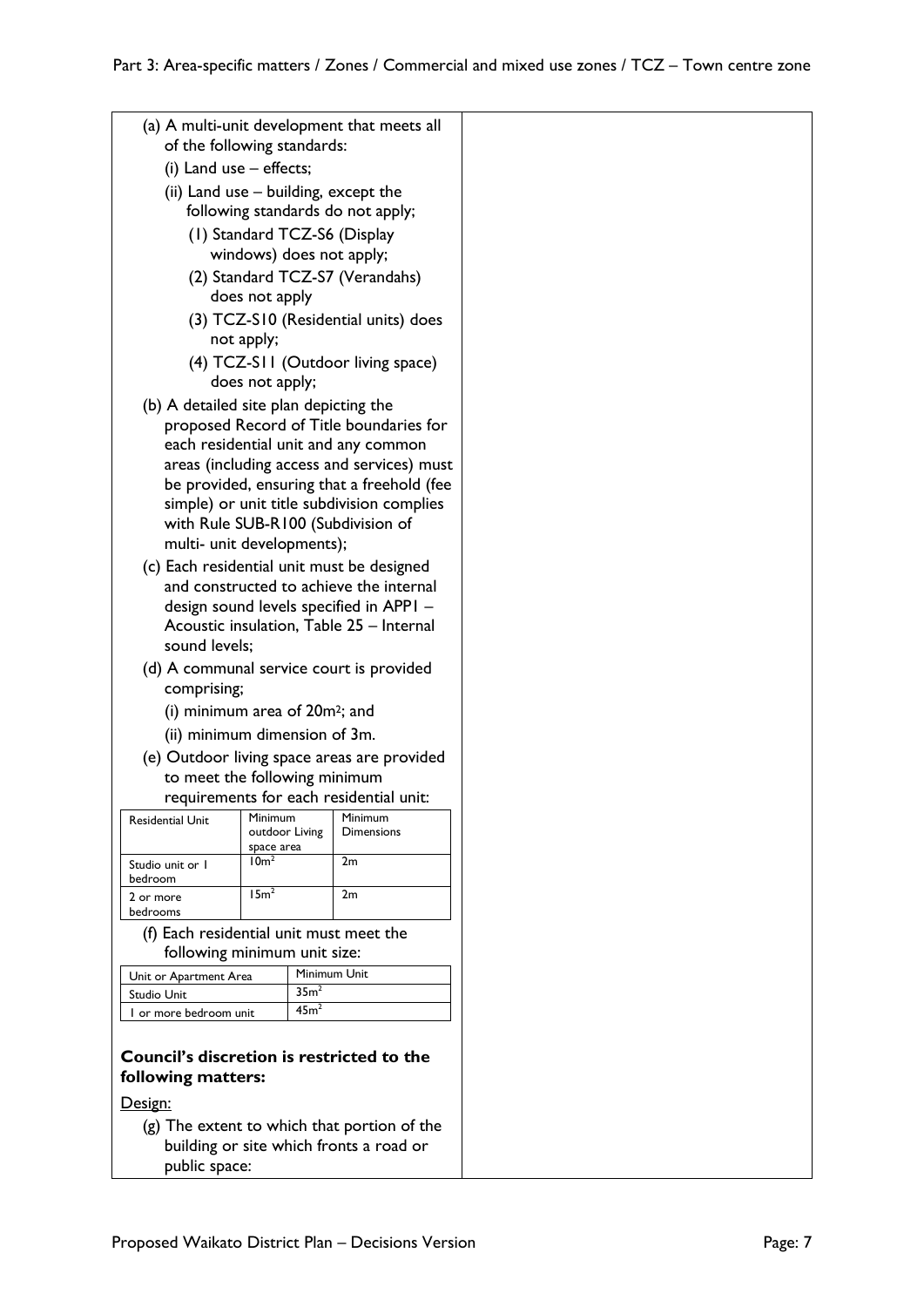(a) A multi-unit development that meets all of the following standards:

(i) Land use – effects;

(ii) Land use – building, except the following standards do not apply;

(1) Standard TCZ-S6 (Display windows) does not apply;

(2) Standard TCZ-S7 (Verandahs) does not apply

(3) TCZ-S10 (Residential units) does not apply;

(4) TCZ-S11 (Outdoor living space) does not apply;

(b) A detailed site plan depicting the proposed Record of Title boundaries for each residential unit and any common areas (including access and services) must be provided, ensuring that a freehold (fee simple) or unit title subdivision complies with Rule SUB-R100 (Subdivision of multi- unit developments);

(c) Each residential unit must be designed and constructed to achieve the internal design sound levels specified in APP1 – Acoustic insulation, Table 25 – Internal sound levels;

(d) A communal service court is provided comprising;

(i) minimum area of 20m²; and

(ii) minimum dimension of 3m.

(e) Outdoor living space areas are provided to meet the following minimum requirements for each residential unit:

| Residential Unit | Minimum outdoor Living space area | Minimum Dimensions |
|---|---|---|
| Studio unit or 1 bedroom | 10m² | 2m |
| 2 or more bedrooms | 15m² | 2m |

(f) Each residential unit must meet the following minimum unit size:

| Unit or Apartment Area | Minimum Unit |
|---|---|
| Studio Unit | 35m² |
| 1 or more bedroom unit | 45m² |

**Council's discretion is restricted to the following matters:**

Design:

(g) The extent to which that portion of the building or site which fronts a road or public space: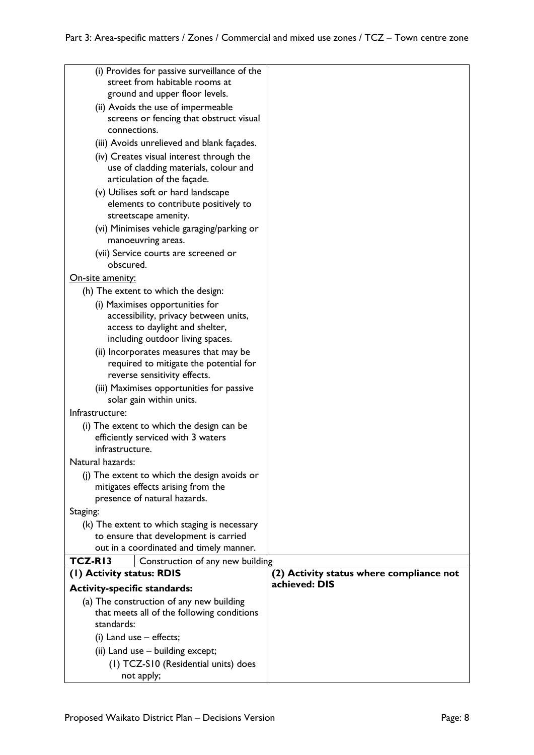| | |
|---|---|
| (i) Provides for passive surveillance of the street from habitable rooms at ground and upper floor levels.<br>(ii) Avoids the use of impermeable screens or fencing that obstruct visual connections.<br>(iii) Avoids unrelieved and blank façades.<br>(iv) Creates visual interest through the use of cladding materials, colour and articulation of the façade.<br>(v) Utilises soft or hard landscape elements to contribute positively to streetscape amenity.<br>(vi) Minimises vehicle garaging/parking or manoeuvring areas.<br>(vii) Service courts are screened or obscured.<br><u>On-site amenity:</u><br>(h) The extent to which the design:<br>(i) Maximises opportunities for accessibility, privacy between units, access to daylight and shelter, including outdoor living spaces.<br>(ii) Incorporates measures that may be required to mitigate the potential for reverse sensitivity effects.<br>(iii) Maximises opportunities for passive solar gain within units.<br>Infrastructure:<br>(i) The extent to which the design can be efficiently serviced with 3 waters infrastructure.<br>Natural hazards:<br>(j) The extent to which the design avoids or mitigates effects arising from the presence of natural hazards.<br>Staging:<br>(k) The extent to which staging is necessary to ensure that development is carried out in a coordinated and timely manner. | |
| **TCZ-R13** Construction of any new building | |
| **(1) Activity status: RDIS**<br>**Activity-specific standards:**<br>(a) The construction of any new building that meets all of the following conditions standards:<br>(i) Land use – effects;<br>(ii) Land use – building except;<br>(1) TCZ-S10 (Residential units) does not apply; | **(2) Activity status where compliance not achieved: DIS** |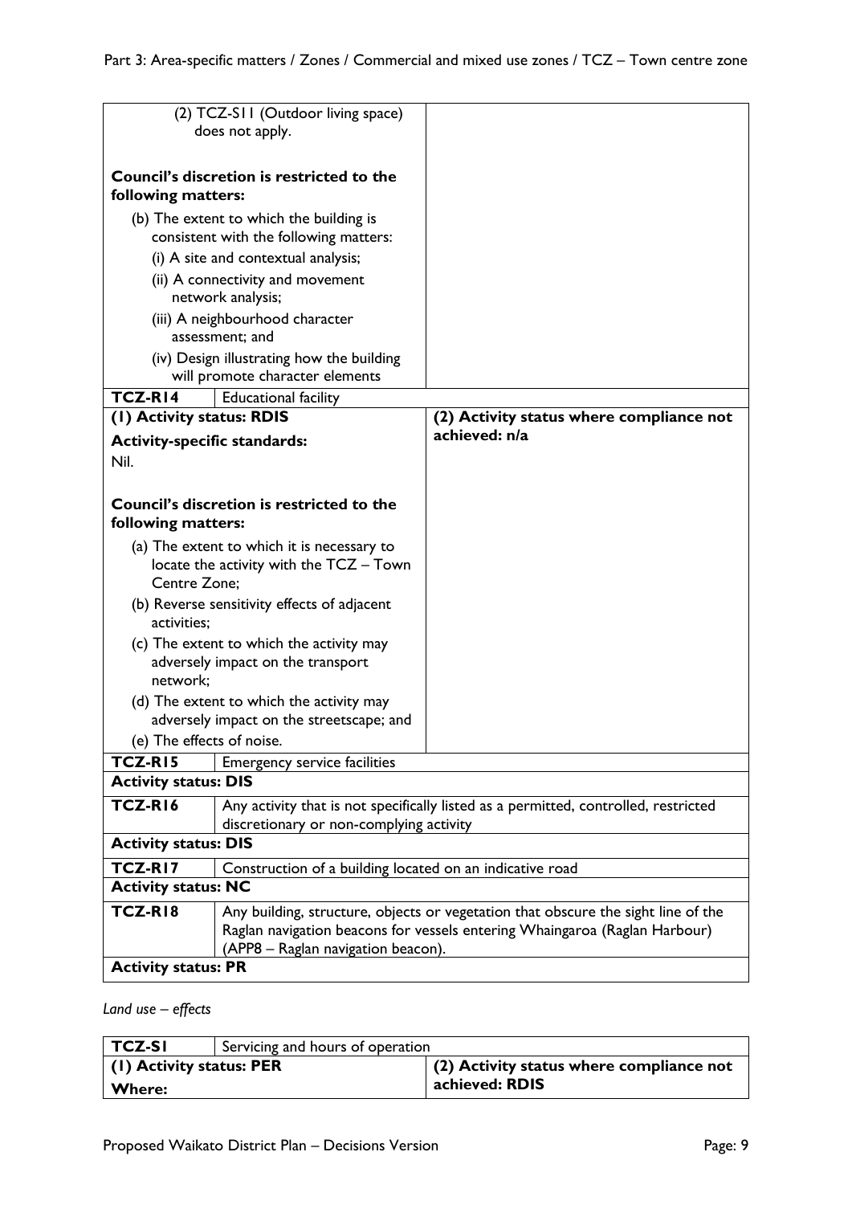| | | |
|---|---|---|
| (2) TCZ-S11 (Outdoor living space) does not apply.<br><br>**Council's discretion is restricted to the following matters:**<br>(b) The extent to which the building is consistent with the following matters:<br>(i) A site and contextual analysis;<br>(ii) A connectivity and movement network analysis;<br>(iii) A neighbourhood character assessment; and<br>(iv) Design illustrating how the building will promote character elements | | |
| **TCZ-R14** | Educational facility | |
| **(1) Activity status: RDIS**<br>**Activity-specific standards:**<br>Nil.<br><br>**Council's discretion is restricted to the following matters:**<br>(a) The extent to which it is necessary to locate the activity with the TCZ – Town Centre Zone;<br>(b) Reverse sensitivity effects of adjacent activities;<br>(c) The extent to which the activity may adversely impact on the transport network;<br>(d) The extent to which the activity may adversely impact on the streetscape; and<br>(e) The effects of noise. | | **(2) Activity status where compliance not achieved: n/a** |
| **TCZ-R15** | Emergency service facilities | |
| **Activity status: DIS** | | |
| **TCZ-R16** | Any activity that is not specifically listed as a permitted, controlled, restricted discretionary or non-complying activity | |
| **Activity status: DIS** | | |
| **TCZ-R17** | Construction of a building located on an indicative road | |
| **Activity status: NC** | | |
| **TCZ-R18** | Any building, structure, objects or vegetation that obscure the sight line of the Raglan navigation beacons for vessels entering Whaingaroa (Raglan Harbour) (APP8 – Raglan navigation beacon). | |
| **Activity status: PR** | | |

*Land use – effects*

| **TCZ-S1** | Servicing and hours of operation | |
|---|---|---|
| **(1) Activity status: PER**<br>**Where:** | | **(2) Activity status where compliance not achieved: RDIS** |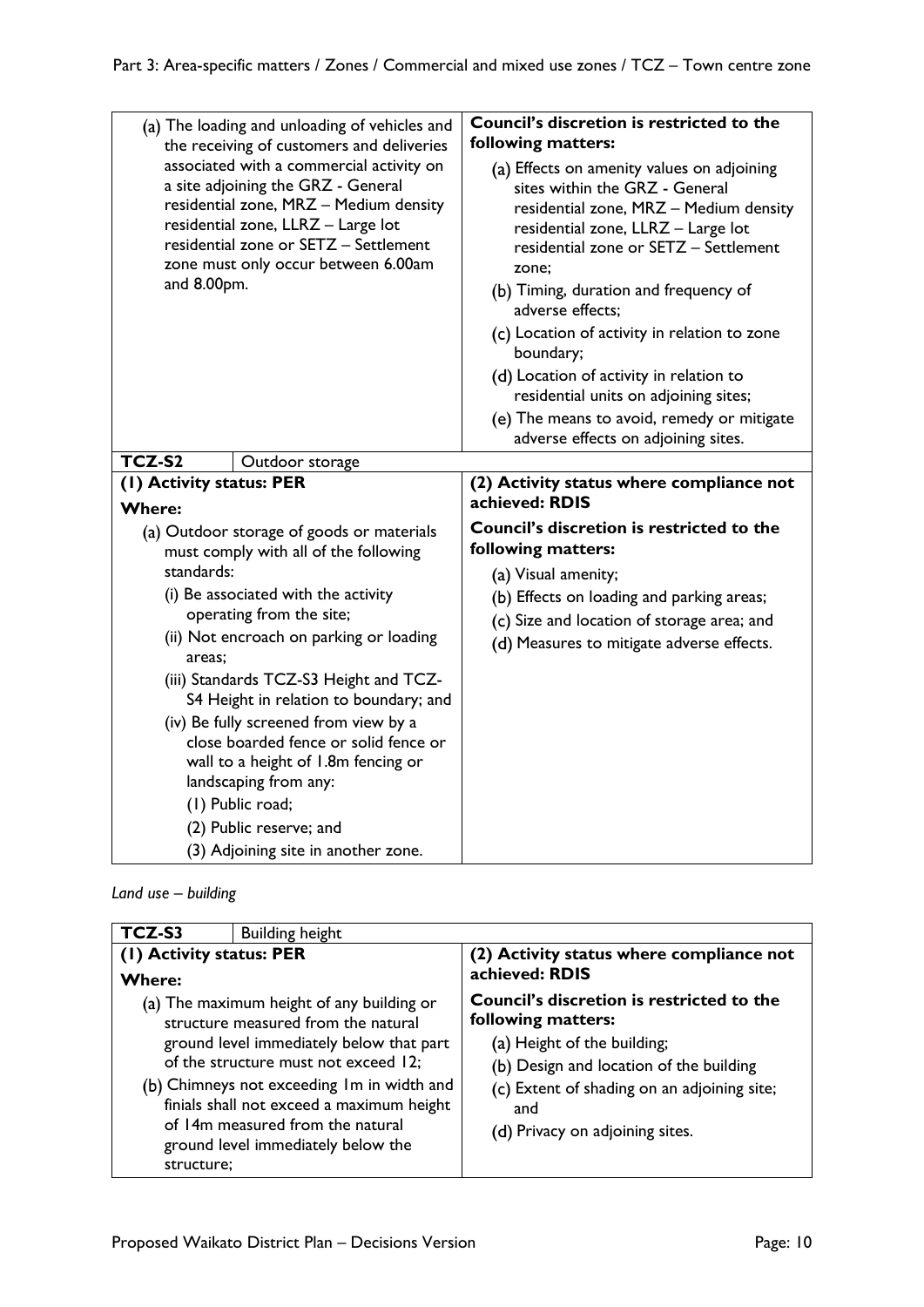| | |
|---|---|
| (a) The loading and unloading of vehicles and the receiving of customers and deliveries associated with a commercial activity on a site adjoining the GRZ - General residential zone, MRZ – Medium density residential zone, LLRZ – Large lot residential zone or SETZ – Settlement zone must only occur between 6.00am and 8.00pm. | **Council's discretion is restricted to the following matters:**<br>(a) Effects on amenity values on adjoining sites within the GRZ - General residential zone, MRZ – Medium density residential zone, LLRZ – Large lot residential zone or SETZ – Settlement zone;<br>(b) Timing, duration and frequency of adverse effects;<br>(c) Location of activity in relation to zone boundary;<br>(d) Location of activity in relation to residential units on adjoining sites;<br>(e) The means to avoid, remedy or mitigate adverse effects on adjoining sites. |

| **TCZ-S2** | Outdoor storage |
|---|---|
| **(1) Activity status: PER**<br>**Where:**<br>(a) Outdoor storage of goods or materials must comply with all of the following standards:<br>(i) Be associated with the activity operating from the site;<br>(ii) Not encroach on parking or loading areas;<br>(iii) Standards TCZ-S3 Height and TCZ-S4 Height in relation to boundary; and<br>(iv) Be fully screened from view by a close boarded fence or solid fence or wall to a height of 1.8m fencing or landscaping from any:<br>(1) Public road;<br>(2) Public reserve; and<br>(3) Adjoining site in another zone. | **(2) Activity status where compliance not achieved: RDIS**<br>**Council's discretion is restricted to the following matters:**<br>(a) Visual amenity;<br>(b) Effects on loading and parking areas;<br>(c) Size and location of storage area; and<br>(d) Measures to mitigate adverse effects. |

*Land use – building*

| **TCZ-S3** | Building height |
|---|---|
| **(1) Activity status: PER**<br>**Where:**<br>(a) The maximum height of any building or structure measured from the natural ground level immediately below that part of the structure must not exceed 12;<br>(b) Chimneys not exceeding 1m in width and finials shall not exceed a maximum height of 14m measured from the natural ground level immediately below the structure; | **(2) Activity status where compliance not achieved: RDIS**<br>**Council's discretion is restricted to the following matters:**<br>(a) Height of the building;<br>(b) Design and location of the building<br>(c) Extent of shading on an adjoining site; and<br>(d) Privacy on adjoining sites. |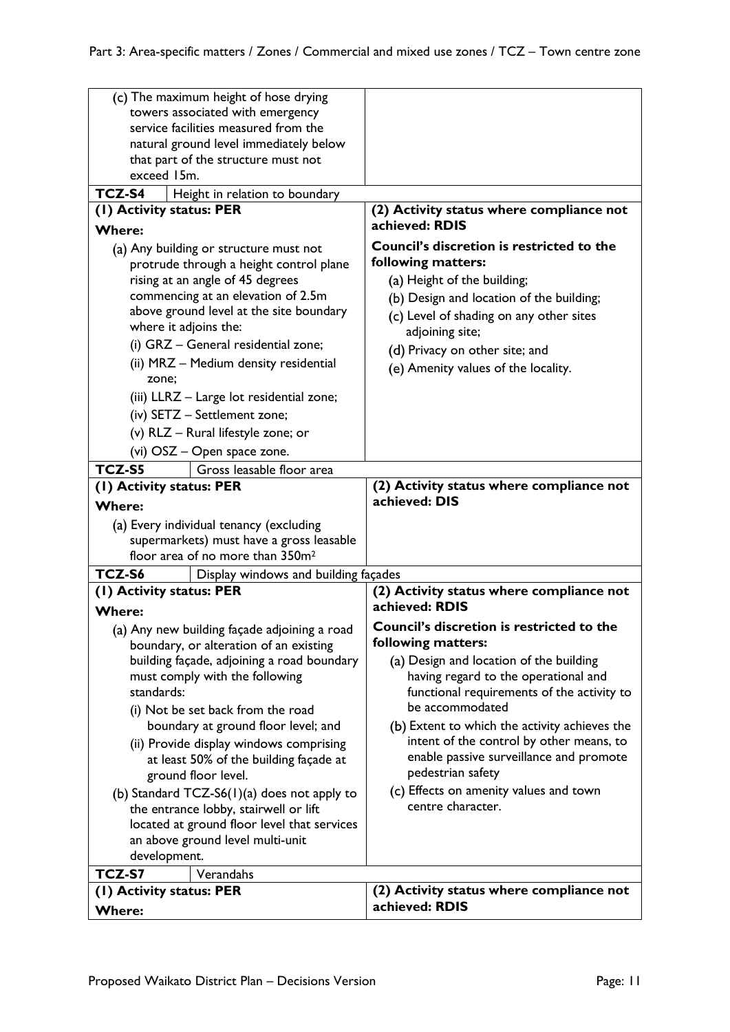| | |
|---|---|
| (c) The maximum height of hose drying towers associated with emergency service facilities measured from the natural ground level immediately below that part of the structure must not exceed 15m. | |
| **TCZ-S4** Height in relation to boundary | |
| **(1) Activity status: PER**<br>**Where:**<br>(a) Any building or structure must not protrude through a height control plane rising at an angle of 45 degrees commencing at an elevation of 2.5m above ground level at the site boundary where it adjoins the:<br>(i) GRZ – General residential zone;<br>(ii) MRZ – Medium density residential zone;<br>(iii) LLRZ – Large lot residential zone;<br>(iv) SETZ – Settlement zone;<br>(v) RLZ – Rural lifestyle zone; or<br>(vi) OSZ – Open space zone. | **(2) Activity status where compliance not achieved: RDIS**<br>**Council's discretion is restricted to the following matters:**<br>(a) Height of the building;<br>(b) Design and location of the building;<br>(c) Level of shading on any other sites adjoining site;<br>(d) Privacy on other site; and<br>(e) Amenity values of the locality. |
| **TCZ-S5** Gross leasable floor area | |
| **(1) Activity status: PER**<br>**Where:**<br>(a) Every individual tenancy (excluding supermarkets) must have a gross leasable floor area of no more than 350m² | **(2) Activity status where compliance not achieved: DIS** |
| **TCZ-S6** Display windows and building façades | |
| **(1) Activity status: PER**<br>**Where:**<br>(a) Any new building façade adjoining a road boundary, or alteration of an existing building façade, adjoining a road boundary must comply with the following standards:<br>(i) Not be set back from the road boundary at ground floor level; and<br>(ii) Provide display windows comprising at least 50% of the building façade at ground floor level.<br>(b) Standard TCZ-S6(1)(a) does not apply to the entrance lobby, stairwell or lift located at ground floor level that services an above ground level multi-unit development. | **(2) Activity status where compliance not achieved: RDIS**<br>**Council's discretion is restricted to the following matters:**<br>(a) Design and location of the building having regard to the operational and functional requirements of the activity to be accommodated<br>(b) Extent to which the activity achieves the intent of the control by other means, to enable passive surveillance and promote pedestrian safety<br>(c) Effects on amenity values and town centre character. |
| **TCZ-S7** Verandahs | |
| **(1) Activity status: PER**<br>**Where:** | **(2) Activity status where compliance not achieved: RDIS** |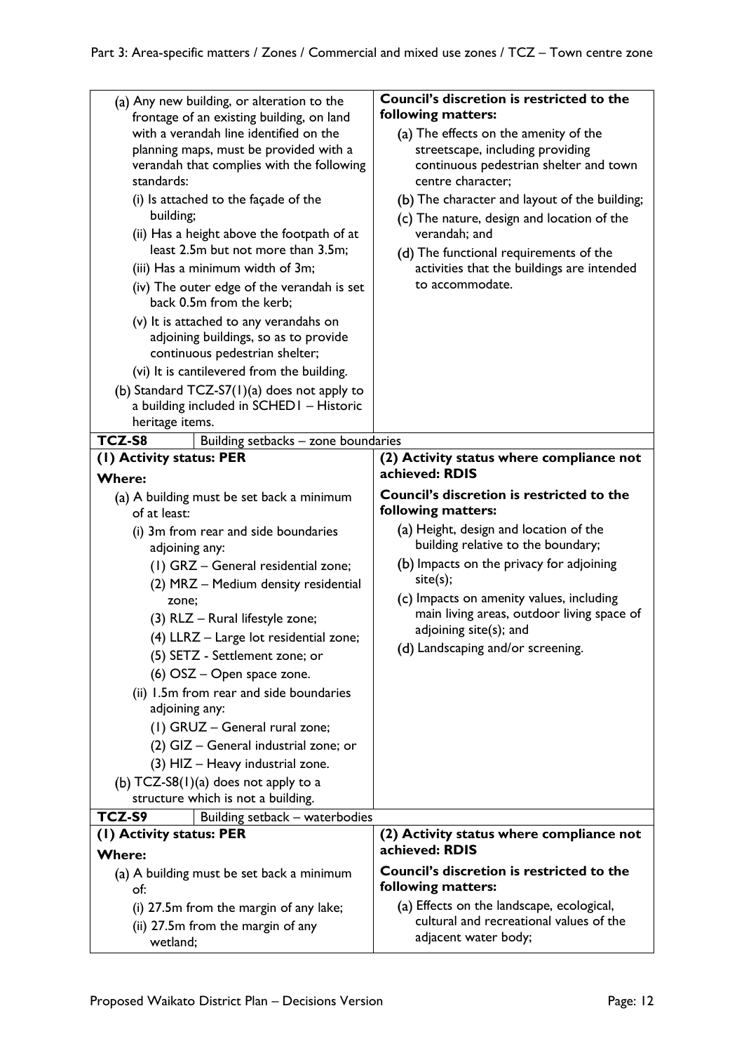| | |
|---|---|
| (a) Any new building, or alteration to the frontage of an existing building, on land with a verandah line identified on the planning maps, must be provided with a verandah that complies with the following standards:<br>(i) Is attached to the façade of the building;<br>(ii) Has a height above the footpath of at least 2.5m but not more than 3.5m;<br>(iii) Has a minimum width of 3m;<br>(iv) The outer edge of the verandah is set back 0.5m from the kerb;<br>(v) It is attached to any verandahs on adjoining buildings, so as to provide continuous pedestrian shelter;<br>(vi) It is cantilevered from the building.<br>(b) Standard TCZ-S7(1)(a) does not apply to a building included in SCHED1 – Historic heritage items. | **Council's discretion is restricted to the following matters:**<br>(a) The effects on the amenity of the streetscape, including providing continuous pedestrian shelter and town centre character;<br>(b) The character and layout of the building;<br>(c) The nature, design and location of the verandah; and<br>(d) The functional requirements of the activities that the buildings are intended to accommodate. |
| **TCZ-S8** Building setbacks – zone boundaries | |
| **(1) Activity status: PER**<br>**Where:**<br>(a) A building must be set back a minimum of at least:<br>(i) 3m from rear and side boundaries adjoining any:<br>(1) GRZ – General residential zone;<br>(2) MRZ – Medium density residential zone;<br>(3) RLZ – Rural lifestyle zone;<br>(4) LLRZ – Large lot residential zone;<br>(5) SETZ - Settlement zone; or<br>(6) OSZ – Open space zone.<br>(ii) 1.5m from rear and side boundaries adjoining any:<br>(1) GRUZ – General rural zone;<br>(2) GIZ – General industrial zone; or<br>(3) HIZ – Heavy industrial zone.<br>(b) TCZ-S8(1)(a) does not apply to a structure which is not a building. | **(2) Activity status where compliance not achieved: RDIS**<br>**Council's discretion is restricted to the following matters:**<br>(a) Height, design and location of the building relative to the boundary;<br>(b) Impacts on the privacy for adjoining site(s);<br>(c) Impacts on amenity values, including main living areas, outdoor living space of adjoining site(s); and<br>(d) Landscaping and/or screening. |
| **TCZ-S9** Building setback – waterbodies | |
| **(1) Activity status: PER**<br>**Where:**<br>(a) A building must be set back a minimum of:<br>(i) 27.5m from the margin of any lake;<br>(ii) 27.5m from the margin of any wetland; | **(2) Activity status where compliance not achieved: RDIS**<br>**Council's discretion is restricted to the following matters:**<br>(a) Effects on the landscape, ecological, cultural and recreational values of the adjacent water body; |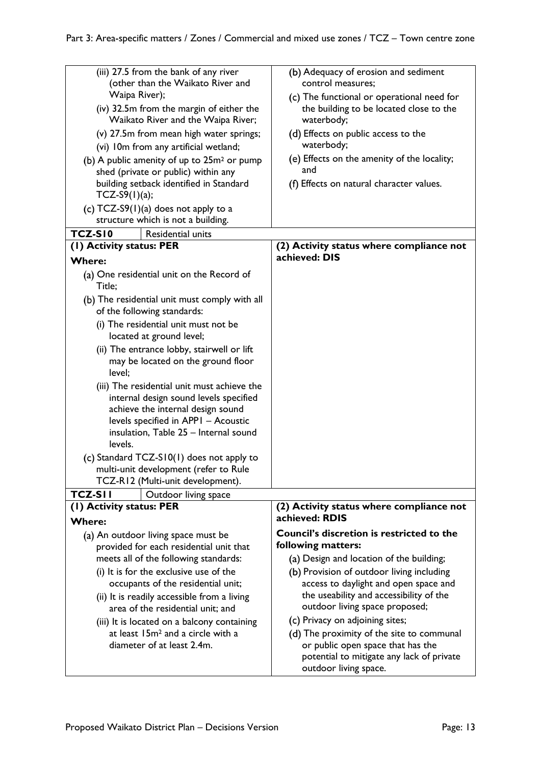| | |
|---|---|
| (iii) 27.5 from the bank of any river (other than the Waikato River and Waipa River);<br>(iv) 32.5m from the margin of either the Waikato River and the Waipa River;<br>(v) 27.5m from mean high water springs;<br>(vi) 10m from any artificial wetland;<br>(b) A public amenity of up to 25m² or pump shed (private or public) within any building setback identified in Standard TCZ-S9(1)(a);<br>(c) TCZ-S9(1)(a) does not apply to a structure which is not a building. | (b) Adequacy of erosion and sediment control measures;<br>(c) The functional or operational need for the building to be located close to the waterbody;<br>(d) Effects on public access to the waterbody;<br>(e) Effects on the amenity of the locality; and<br>(f) Effects on natural character values. |
| **TCZ-S10** Residential units | |
| **(1) Activity status: PER**<br>**Where:**<br>(a) One residential unit on the Record of Title;<br>(b) The residential unit must comply with all of the following standards:<br>(i) The residential unit must not be located at ground level;<br>(ii) The entrance lobby, stairwell or lift may be located on the ground floor level;<br>(iii) The residential unit must achieve the internal design sound levels specified achieve the internal design sound levels specified in APP1 – Acoustic insulation, Table 25 – Internal sound levels.<br>(c) Standard TCZ-S10(1) does not apply to multi-unit development (refer to Rule TCZ-R12 (Multi-unit development). | **(2) Activity status where compliance not achieved: DIS** |
| **TCZ-S11** Outdoor living space | |
| **(1) Activity status: PER**<br>**Where:**<br>(a) An outdoor living space must be provided for each residential unit that meets all of the following standards:<br>(i) It is for the exclusive use of the occupants of the residential unit;<br>(ii) It is readily accessible from a living area of the residential unit; and<br>(iii) It is located on a balcony containing at least 15m² and a circle with a diameter of at least 2.4m. | **(2) Activity status where compliance not achieved: RDIS**<br>**Council's discretion is restricted to the following matters:**<br>(a) Design and location of the building;<br>(b) Provision of outdoor living including access to daylight and open space and the useability and accessibility of the outdoor living space proposed;<br>(c) Privacy on adjoining sites;<br>(d) The proximity of the site to communal or public open space that has the potential to mitigate any lack of private outdoor living space. |